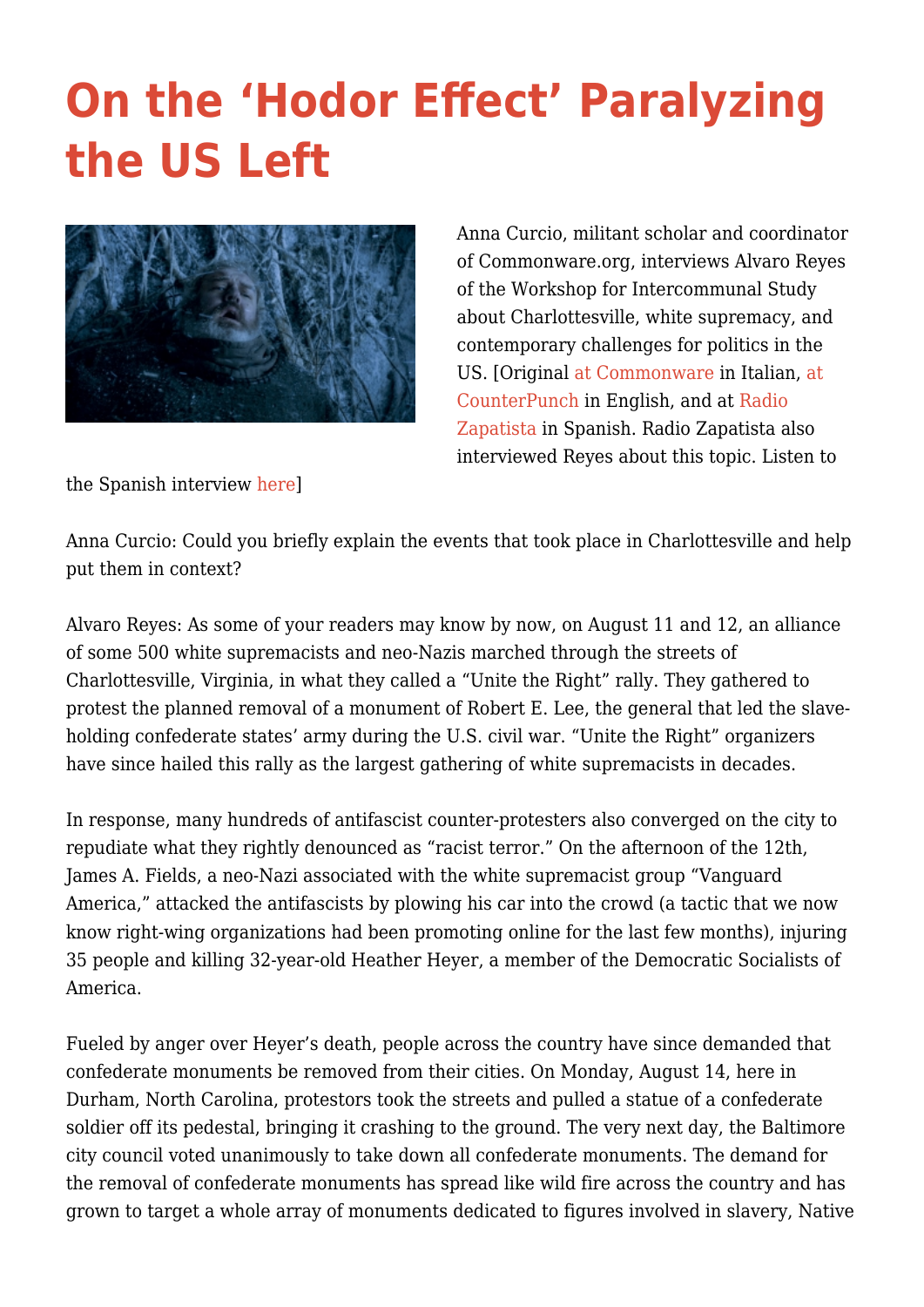# On the 'Hodor Effect' Paralyzing the US Left

Anna Curcio, militant scholar and coordinator of Commonware.org, interviews Alvaro Reyes of the Workshop for Intercommunal Study about Charlottesville, white supremacy, and contemporary challenges for politics in the US. [Original at Commonware in Italian, at CounterPunch in English, and at Radio Zapatista in Spanish. Radio Zapatista also interviewed Reyes about this topic. Listen to the Spanish interview here]

Anna Curcio: Could you briefly explain the events that took place in Charlottesville and help put them in context?

Alvaro Reyes: As some of your readers may know by now, on August 11 and 12, an alliance of some 500 white supremacists and neo-Nazis marched through the streets of Charlottesville, Virginia, in what they called a "Unite the Right" rally. They gathered to protest the planned removal of a monument of Robert E. Lee, the general that led the slave-holding confederate states' army during the U.S. civil war. "Unite the Right" organizers have since hailed this rally as the largest gathering of white supremacists in decades.

In response, many hundreds of antifascist counter-protesters also converged on the city to repudiate what they rightly denounced as "racist terror." On the afternoon of the 12th, James A. Fields, a neo-Nazi associated with the white supremacist group "Vanguard America," attacked the antifascists by plowing his car into the crowd (a tactic that we now know right-wing organizations had been promoting online for the last few months), injuring 35 people and killing 32-year-old Heather Heyer, a member of the Democratic Socialists of America.

Fueled by anger over Heyer's death, people across the country have since demanded that confederate monuments be removed from their cities. On Monday, August 14, here in Durham, North Carolina, protestors took the streets and pulled a statue of a confederate soldier off its pedestal, bringing it crashing to the ground. The very next day, the Baltimore city council voted unanimously to take down all confederate monuments. The demand for the removal of confederate monuments has spread like wild fire across the country and has grown to target a whole array of monuments dedicated to figures involved in slavery, Native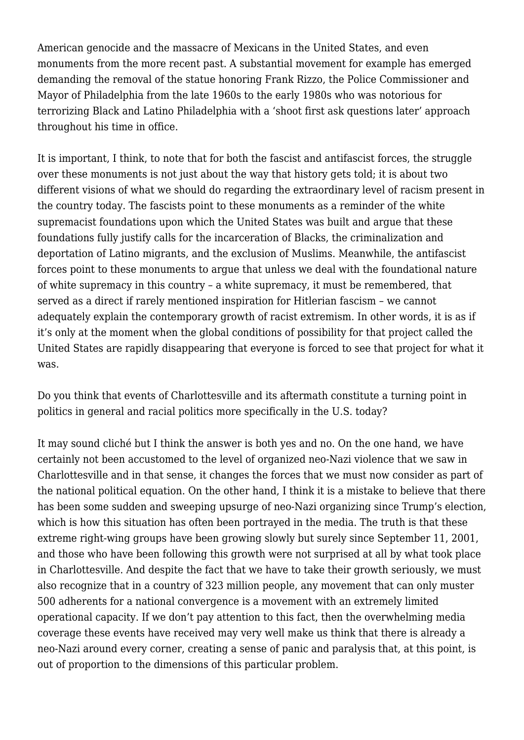American genocide and the massacre of Mexicans in the United States, and even monuments from the more recent past. A substantial movement for example has emerged demanding the removal of the statue honoring Frank Rizzo, the Police Commissioner and Mayor of Philadelphia from the late 1960s to the early 1980s who was notorious for terrorizing Black and Latino Philadelphia with a 'shoot first ask questions later' approach throughout his time in office.

It is important, I think, to note that for both the fascist and antifascist forces, the struggle over these monuments is not just about the way that history gets told; it is about two different visions of what we should do regarding the extraordinary level of racism present in the country today. The fascists point to these monuments as a reminder of the white supremacist foundations upon which the United States was built and argue that these foundations fully justify calls for the incarceration of Blacks, the criminalization and deportation of Latino migrants, and the exclusion of Muslims. Meanwhile, the antifascist forces point to these monuments to argue that unless we deal with the foundational nature of white supremacy in this country – a white supremacy, it must be remembered, that served as a direct if rarely mentioned inspiration for Hitlerian fascism – we cannot adequately explain the contemporary growth of racist extremism. In other words, it is as if it's only at the moment when the global conditions of possibility for that project called the United States are rapidly disappearing that everyone is forced to see that project for what it was.

Do you think that events of Charlottesville and its aftermath constitute a turning point in politics in general and racial politics more specifically in the U.S. today?

It may sound cliché but I think the answer is both yes and no. On the one hand, we have certainly not been accustomed to the level of organized neo-Nazi violence that we saw in Charlottesville and in that sense, it changes the forces that we must now consider as part of the national political equation. On the other hand, I think it is a mistake to believe that there has been some sudden and sweeping upsurge of neo-Nazi organizing since Trump's election, which is how this situation has often been portrayed in the media. The truth is that these extreme right-wing groups have been growing slowly but surely since September 11, 2001, and those who have been following this growth were not surprised at all by what took place in Charlottesville. And despite the fact that we have to take their growth seriously, we must also recognize that in a country of 323 million people, any movement that can only muster 500 adherents for a national convergence is a movement with an extremely limited operational capacity. If we don't pay attention to this fact, then the overwhelming media coverage these events have received may very well make us think that there is already a neo-Nazi around every corner, creating a sense of panic and paralysis that, at this point, is out of proportion to the dimensions of this particular problem.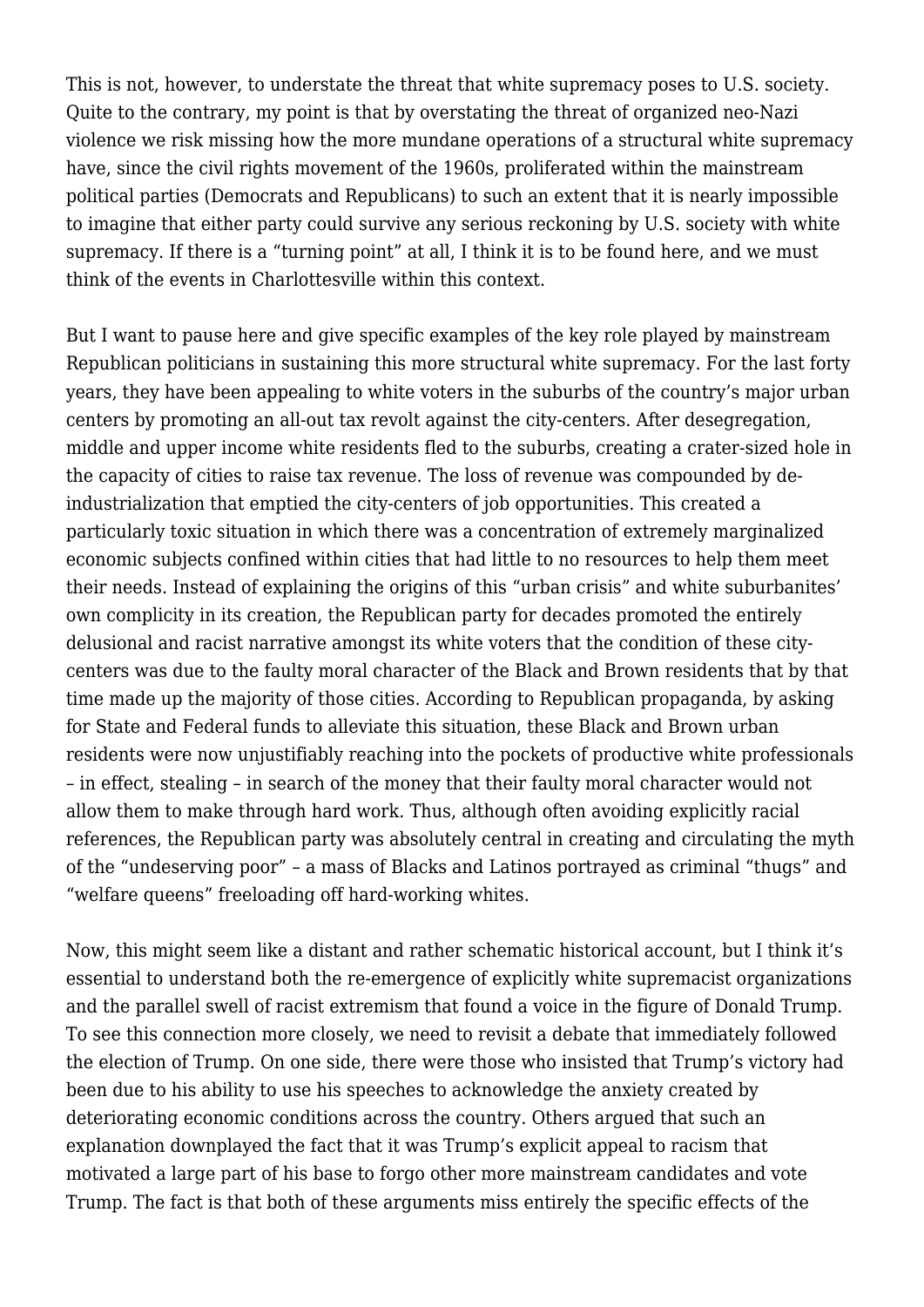This is not, however, to understate the threat that white supremacy poses to U.S. society. Quite to the contrary, my point is that by overstating the threat of organized neo-Nazi violence we risk missing how the more mundane operations of a structural white supremacy have, since the civil rights movement of the 1960s, proliferated within the mainstream political parties (Democrats and Republicans) to such an extent that it is nearly impossible to imagine that either party could survive any serious reckoning by U.S. society with white supremacy. If there is a "turning point" at all, I think it is to be found here, and we must think of the events in Charlottesville within this context.

But I want to pause here and give specific examples of the key role played by mainstream Republican politicians in sustaining this more structural white supremacy. For the last forty years, they have been appealing to white voters in the suburbs of the country's major urban centers by promoting an all-out tax revolt against the city-centers. After desegregation, middle and upper income white residents fled to the suburbs, creating a crater-sized hole in the capacity of cities to raise tax revenue. The loss of revenue was compounded by de-industrialization that emptied the city-centers of job opportunities. This created a particularly toxic situation in which there was a concentration of extremely marginalized economic subjects confined within cities that had little to no resources to help them meet their needs. Instead of explaining the origins of this "urban crisis" and white suburbanites' own complicity in its creation, the Republican party for decades promoted the entirely delusional and racist narrative amongst its white voters that the condition of these city-centers was due to the faulty moral character of the Black and Brown residents that by that time made up the majority of those cities. According to Republican propaganda, by asking for State and Federal funds to alleviate this situation, these Black and Brown urban residents were now unjustifiably reaching into the pockets of productive white professionals – in effect, stealing – in search of the money that their faulty moral character would not allow them to make through hard work. Thus, although often avoiding explicitly racial references, the Republican party was absolutely central in creating and circulating the myth of the "undeserving poor" – a mass of Blacks and Latinos portrayed as criminal "thugs" and "welfare queens" freeloading off hard-working whites.

Now, this might seem like a distant and rather schematic historical account, but I think it's essential to understand both the re-emergence of explicitly white supremacist organizations and the parallel swell of racist extremism that found a voice in the figure of Donald Trump. To see this connection more closely, we need to revisit a debate that immediately followed the election of Trump. On one side, there were those who insisted that Trump's victory had been due to his ability to use his speeches to acknowledge the anxiety created by deteriorating economic conditions across the country. Others argued that such an explanation downplayed the fact that it was Trump's explicit appeal to racism that motivated a large part of his base to forgo other more mainstream candidates and vote Trump. The fact is that both of these arguments miss entirely the specific effects of the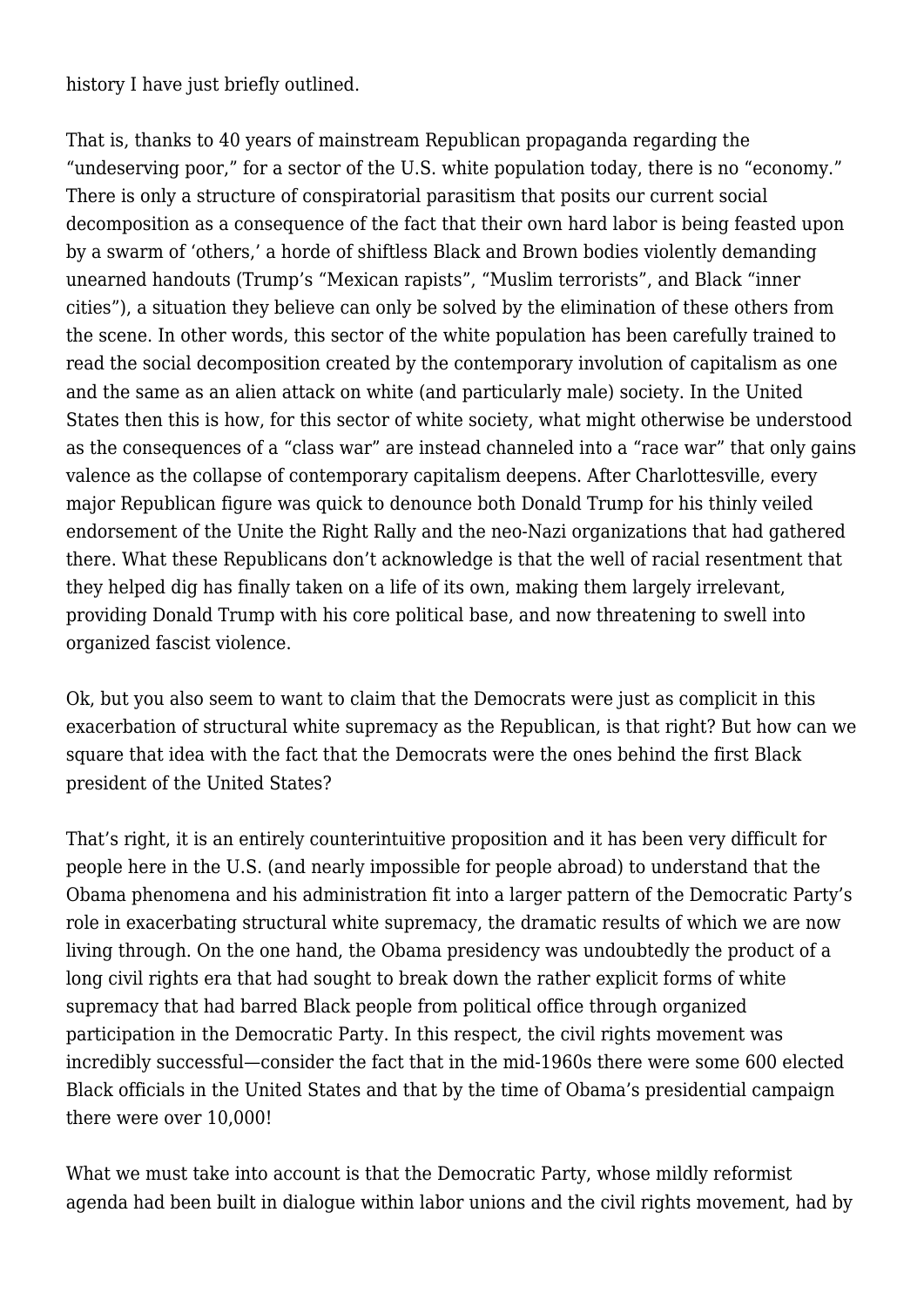history I have just briefly outlined.

That is, thanks to 40 years of mainstream Republican propaganda regarding the "undeserving poor," for a sector of the U.S. white population today, there is no "economy." There is only a structure of conspiratorial parasitism that posits our current social decomposition as a consequence of the fact that their own hard labor is being feasted upon by a swarm of 'others,' a horde of shiftless Black and Brown bodies violently demanding unearned handouts (Trump's "Mexican rapists", "Muslim terrorists", and Black "inner cities"), a situation they believe can only be solved by the elimination of these others from the scene. In other words, this sector of the white population has been carefully trained to read the social decomposition created by the contemporary involution of capitalism as one and the same as an alien attack on white (and particularly male) society. In the United States then this is how, for this sector of white society, what might otherwise be understood as the consequences of a "class war" are instead channeled into a "race war" that only gains valence as the collapse of contemporary capitalism deepens. After Charlottesville, every major Republican figure was quick to denounce both Donald Trump for his thinly veiled endorsement of the Unite the Right Rally and the neo-Nazi organizations that had gathered there. What these Republicans don't acknowledge is that the well of racial resentment that they helped dig has finally taken on a life of its own, making them largely irrelevant, providing Donald Trump with his core political base, and now threatening to swell into organized fascist violence.

Ok, but you also seem to want to claim that the Democrats were just as complicit in this exacerbation of structural white supremacy as the Republican, is that right? But how can we square that idea with the fact that the Democrats were the ones behind the first Black president of the United States?

That's right, it is an entirely counterintuitive proposition and it has been very difficult for people here in the U.S. (and nearly impossible for people abroad) to understand that the Obama phenomena and his administration fit into a larger pattern of the Democratic Party's role in exacerbating structural white supremacy, the dramatic results of which we are now living through. On the one hand, the Obama presidency was undoubtedly the product of a long civil rights era that had sought to break down the rather explicit forms of white supremacy that had barred Black people from political office through organized participation in the Democratic Party. In this respect, the civil rights movement was incredibly successful—consider the fact that in the mid-1960s there were some 600 elected Black officials in the United States and that by the time of Obama's presidential campaign there were over 10,000!

What we must take into account is that the Democratic Party, whose mildly reformist agenda had been built in dialogue within labor unions and the civil rights movement, had by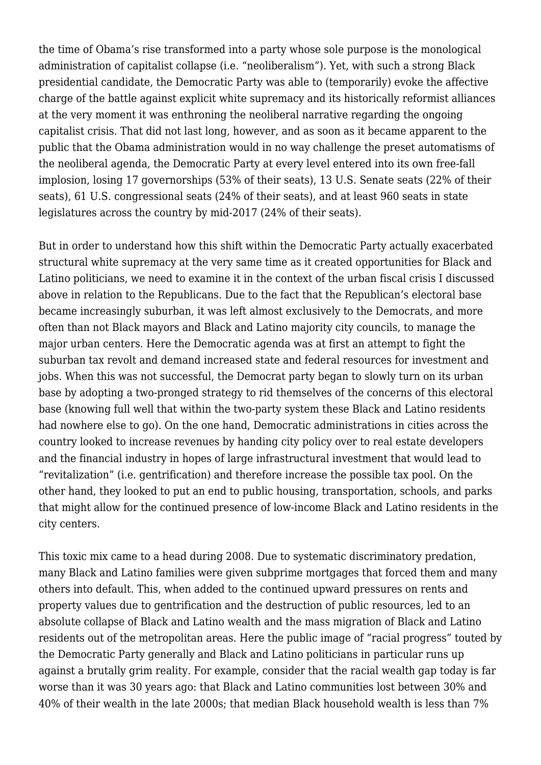the time of Obama's rise transformed into a party whose sole purpose is the monological administration of capitalist collapse (i.e. "neoliberalism"). Yet, with such a strong Black presidential candidate, the Democratic Party was able to (temporarily) evoke the affective charge of the battle against explicit white supremacy and its historically reformist alliances at the very moment it was enthroning the neoliberal narrative regarding the ongoing capitalist crisis. That did not last long, however, and as soon as it became apparent to the public that the Obama administration would in no way challenge the preset automatisms of the neoliberal agenda, the Democratic Party at every level entered into its own free-fall implosion, losing 17 governorships (53% of their seats), 13 U.S. Senate seats (22% of their seats), 61 U.S. congressional seats (24% of their seats), and at least 960 seats in state legislatures across the country by mid-2017 (24% of their seats).

But in order to understand how this shift within the Democratic Party actually exacerbated structural white supremacy at the very same time as it created opportunities for Black and Latino politicians, we need to examine it in the context of the urban fiscal crisis I discussed above in relation to the Republicans. Due to the fact that the Republican's electoral base became increasingly suburban, it was left almost exclusively to the Democrats, and more often than not Black mayors and Black and Latino majority city councils, to manage the major urban centers. Here the Democratic agenda was at first an attempt to fight the suburban tax revolt and demand increased state and federal resources for investment and jobs. When this was not successful, the Democrat party began to slowly turn on its urban base by adopting a two-pronged strategy to rid themselves of the concerns of this electoral base (knowing full well that within the two-party system these Black and Latino residents had nowhere else to go). On the one hand, Democratic administrations in cities across the country looked to increase revenues by handing city policy over to real estate developers and the financial industry in hopes of large infrastructural investment that would lead to "revitalization" (i.e. gentrification) and therefore increase the possible tax pool. On the other hand, they looked to put an end to public housing, transportation, schools, and parks that might allow for the continued presence of low-income Black and Latino residents in the city centers.

This toxic mix came to a head during 2008. Due to systematic discriminatory predation, many Black and Latino families were given subprime mortgages that forced them and many others into default. This, when added to the continued upward pressures on rents and property values due to gentrification and the destruction of public resources, led to an absolute collapse of Black and Latino wealth and the mass migration of Black and Latino residents out of the metropolitan areas. Here the public image of "racial progress" touted by the Democratic Party generally and Black and Latino politicians in particular runs up against a brutally grim reality. For example, consider that the racial wealth gap today is far worse than it was 30 years ago: that Black and Latino communities lost between 30% and 40% of their wealth in the late 2000s; that median Black household wealth is less than 7%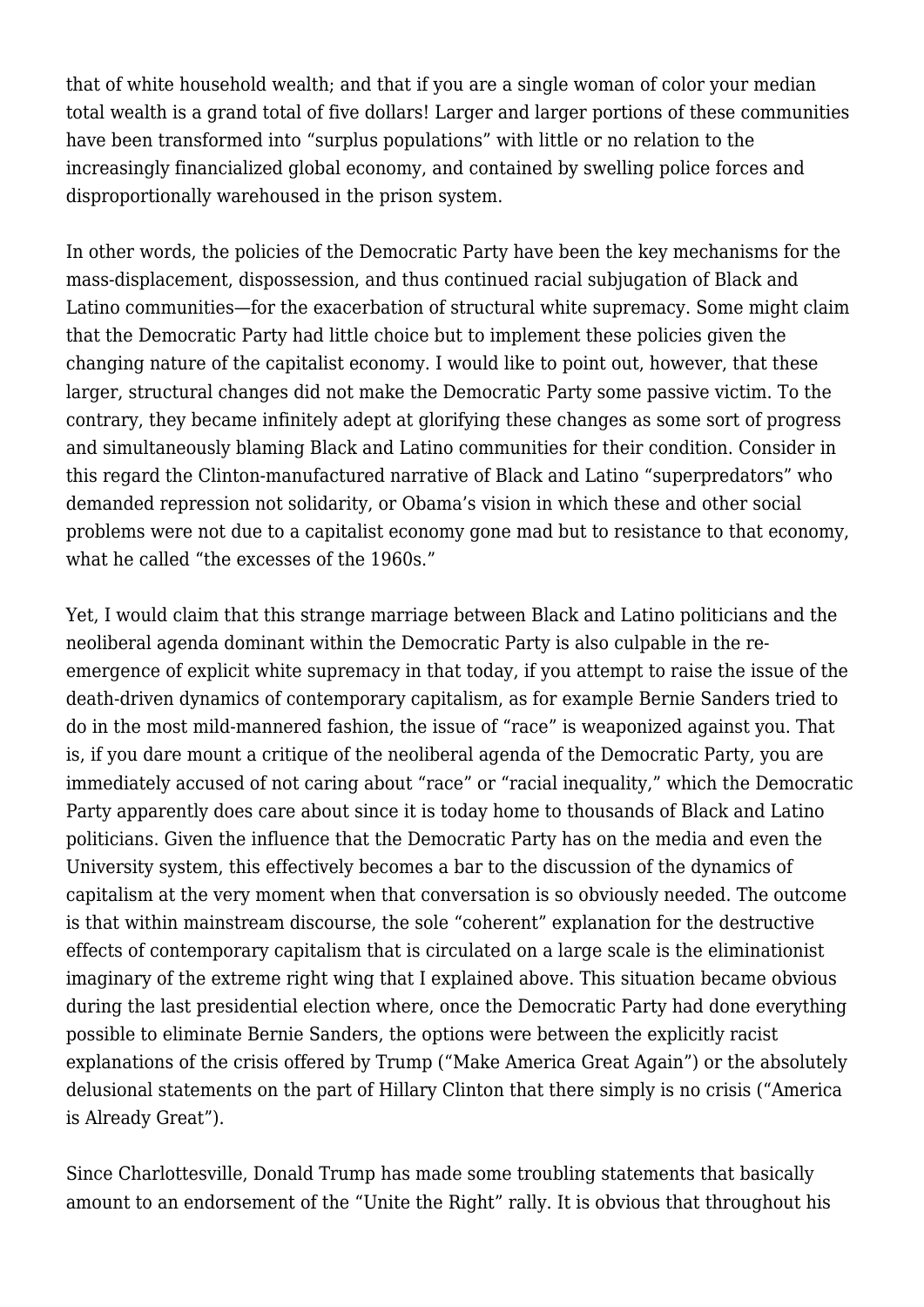that of white household wealth; and that if you are a single woman of color your median total wealth is a grand total of five dollars! Larger and larger portions of these communities have been transformed into "surplus populations" with little or no relation to the increasingly financialized global economy, and contained by swelling police forces and disproportionally warehoused in the prison system.

In other words, the policies of the Democratic Party have been the key mechanisms for the mass-displacement, dispossession, and thus continued racial subjugation of Black and Latino communities—for the exacerbation of structural white supremacy. Some might claim that the Democratic Party had little choice but to implement these policies given the changing nature of the capitalist economy. I would like to point out, however, that these larger, structural changes did not make the Democratic Party some passive victim. To the contrary, they became infinitely adept at glorifying these changes as some sort of progress and simultaneously blaming Black and Latino communities for their condition. Consider in this regard the Clinton-manufactured narrative of Black and Latino "superpredators" who demanded repression not solidarity, or Obama's vision in which these and other social problems were not due to a capitalist economy gone mad but to resistance to that economy, what he called "the excesses of the 1960s."

Yet, I would claim that this strange marriage between Black and Latino politicians and the neoliberal agenda dominant within the Democratic Party is also culpable in the re-emergence of explicit white supremacy in that today, if you attempt to raise the issue of the death-driven dynamics of contemporary capitalism, as for example Bernie Sanders tried to do in the most mild-mannered fashion, the issue of "race" is weaponized against you. That is, if you dare mount a critique of the neoliberal agenda of the Democratic Party, you are immediately accused of not caring about "race" or "racial inequality," which the Democratic Party apparently does care about since it is today home to thousands of Black and Latino politicians. Given the influence that the Democratic Party has on the media and even the University system, this effectively becomes a bar to the discussion of the dynamics of capitalism at the very moment when that conversation is so obviously needed. The outcome is that within mainstream discourse, the sole "coherent" explanation for the destructive effects of contemporary capitalism that is circulated on a large scale is the eliminationist imaginary of the extreme right wing that I explained above. This situation became obvious during the last presidential election where, once the Democratic Party had done everything possible to eliminate Bernie Sanders, the options were between the explicitly racist explanations of the crisis offered by Trump ("Make America Great Again") or the absolutely delusional statements on the part of Hillary Clinton that there simply is no crisis ("America is Already Great").

Since Charlottesville, Donald Trump has made some troubling statements that basically amount to an endorsement of the "Unite the Right" rally. It is obvious that throughout his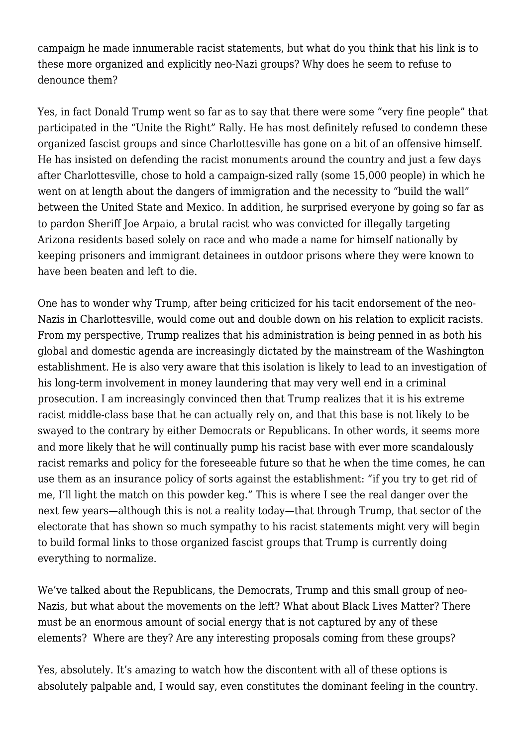campaign he made innumerable racist statements, but what do you think that his link is to these more organized and explicitly neo-Nazi groups? Why does he seem to refuse to denounce them?

Yes, in fact Donald Trump went so far as to say that there were some "very fine people" that participated in the "Unite the Right" Rally. He has most definitely refused to condemn these organized fascist groups and since Charlottesville has gone on a bit of an offensive himself. He has insisted on defending the racist monuments around the country and just a few days after Charlottesville, chose to hold a campaign-sized rally (some 15,000 people) in which he went on at length about the dangers of immigration and the necessity to "build the wall" between the United State and Mexico. In addition, he surprised everyone by going so far as to pardon Sheriff Joe Arpaio, a brutal racist who was convicted for illegally targeting Arizona residents based solely on race and who made a name for himself nationally by keeping prisoners and immigrant detainees in outdoor prisons where they were known to have been beaten and left to die.

One has to wonder why Trump, after being criticized for his tacit endorsement of the neo-Nazis in Charlottesville, would come out and double down on his relation to explicit racists. From my perspective, Trump realizes that his administration is being penned in as both his global and domestic agenda are increasingly dictated by the mainstream of the Washington establishment. He is also very aware that this isolation is likely to lead to an investigation of his long-term involvement in money laundering that may very well end in a criminal prosecution. I am increasingly convinced then that Trump realizes that it is his extreme racist middle-class base that he can actually rely on, and that this base is not likely to be swayed to the contrary by either Democrats or Republicans. In other words, it seems more and more likely that he will continually pump his racist base with ever more scandalously racist remarks and policy for the foreseeable future so that he when the time comes, he can use them as an insurance policy of sorts against the establishment: "if you try to get rid of me, I'll light the match on this powder keg." This is where I see the real danger over the next few years—although this is not a reality today—that through Trump, that sector of the electorate that has shown so much sympathy to his racist statements might very will begin to build formal links to those organized fascist groups that Trump is currently doing everything to normalize.

We've talked about the Republicans, the Democrats, Trump and this small group of neo-Nazis, but what about the movements on the left? What about Black Lives Matter? There must be an enormous amount of social energy that is not captured by any of these elements? Where are they? Are any interesting proposals coming from these groups?

Yes, absolutely. It's amazing to watch how the discontent with all of these options is absolutely palpable and, I would say, even constitutes the dominant feeling in the country.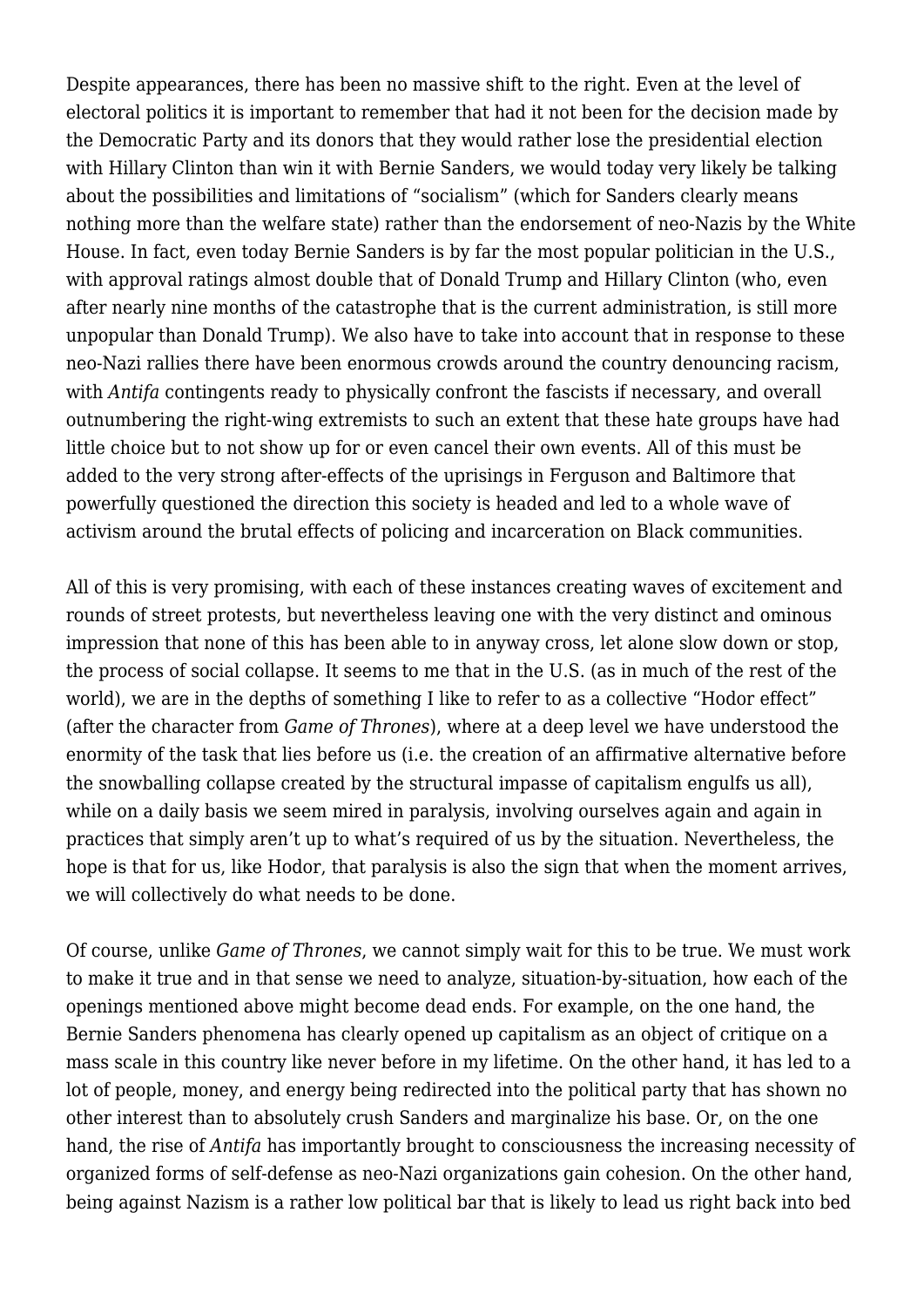Despite appearances, there has been no massive shift to the right. Even at the level of electoral politics it is important to remember that had it not been for the decision made by the Democratic Party and its donors that they would rather lose the presidential election with Hillary Clinton than win it with Bernie Sanders, we would today very likely be talking about the possibilities and limitations of "socialism" (which for Sanders clearly means nothing more than the welfare state) rather than the endorsement of neo-Nazis by the White House. In fact, even today Bernie Sanders is by far the most popular politician in the U.S., with approval ratings almost double that of Donald Trump and Hillary Clinton (who, even after nearly nine months of the catastrophe that is the current administration, is still more unpopular than Donald Trump). We also have to take into account that in response to these neo-Nazi rallies there have been enormous crowds around the country denouncing racism, with *Antifa* contingents ready to physically confront the fascists if necessary, and overall outnumbering the right-wing extremists to such an extent that these hate groups have had little choice but to not show up for or even cancel their own events. All of this must be added to the very strong after-effects of the uprisings in Ferguson and Baltimore that powerfully questioned the direction this society is headed and led to a whole wave of activism around the brutal effects of policing and incarceration on Black communities.

All of this is very promising, with each of these instances creating waves of excitement and rounds of street protests, but nevertheless leaving one with the very distinct and ominous impression that none of this has been able to in anyway cross, let alone slow down or stop, the process of social collapse. It seems to me that in the U.S. (as in much of the rest of the world), we are in the depths of something I like to refer to as a collective "Hodor effect" (after the character from *Game of Thrones*), where at a deep level we have understood the enormity of the task that lies before us (i.e. the creation of an affirmative alternative before the snowballing collapse created by the structural impasse of capitalism engulfs us all), while on a daily basis we seem mired in paralysis, involving ourselves again and again in practices that simply aren't up to what's required of us by the situation. Nevertheless, the hope is that for us, like Hodor, that paralysis is also the sign that when the moment arrives, we will collectively do what needs to be done.

Of course, unlike *Game of Thrones*, we cannot simply wait for this to be true. We must work to make it true and in that sense we need to analyze, situation-by-situation, how each of the openings mentioned above might become dead ends. For example, on the one hand, the Bernie Sanders phenomena has clearly opened up capitalism as an object of critique on a mass scale in this country like never before in my lifetime. On the other hand, it has led to a lot of people, money, and energy being redirected into the political party that has shown no other interest than to absolutely crush Sanders and marginalize his base. Or, on the one hand, the rise of *Antifa* has importantly brought to consciousness the increasing necessity of organized forms of self-defense as neo-Nazi organizations gain cohesion. On the other hand, being against Nazism is a rather low political bar that is likely to lead us right back into bed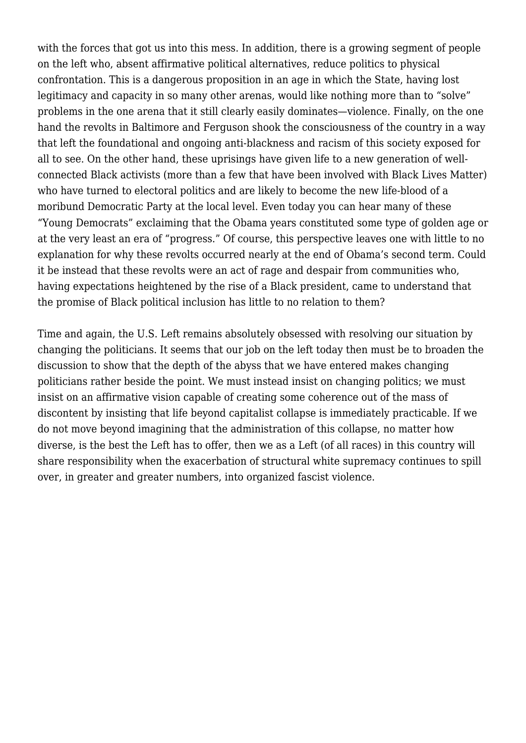with the forces that got us into this mess. In addition, there is a growing segment of people on the left who, absent affirmative political alternatives, reduce politics to physical confrontation. This is a dangerous proposition in an age in which the State, having lost legitimacy and capacity in so many other arenas, would like nothing more than to "solve" problems in the one arena that it still clearly easily dominates—violence. Finally, on the one hand the revolts in Baltimore and Ferguson shook the consciousness of the country in a way that left the foundational and ongoing anti-blackness and racism of this society exposed for all to see. On the other hand, these uprisings have given life to a new generation of well-connected Black activists (more than a few that have been involved with Black Lives Matter) who have turned to electoral politics and are likely to become the new life-blood of a moribund Democratic Party at the local level. Even today you can hear many of these "Young Democrats" exclaiming that the Obama years constituted some type of golden age or at the very least an era of "progress." Of course, this perspective leaves one with little to no explanation for why these revolts occurred nearly at the end of Obama's second term. Could it be instead that these revolts were an act of rage and despair from communities who, having expectations heightened by the rise of a Black president, came to understand that the promise of Black political inclusion has little to no relation to them?

Time and again, the U.S. Left remains absolutely obsessed with resolving our situation by changing the politicians. It seems that our job on the left today then must be to broaden the discussion to show that the depth of the abyss that we have entered makes changing politicians rather beside the point. We must instead insist on changing politics; we must insist on an affirmative vision capable of creating some coherence out of the mass of discontent by insisting that life beyond capitalist collapse is immediately practicable. If we do not move beyond imagining that the administration of this collapse, no matter how diverse, is the best the Left has to offer, then we as a Left (of all races) in this country will share responsibility when the exacerbation of structural white supremacy continues to spill over, in greater and greater numbers, into organized fascist violence.